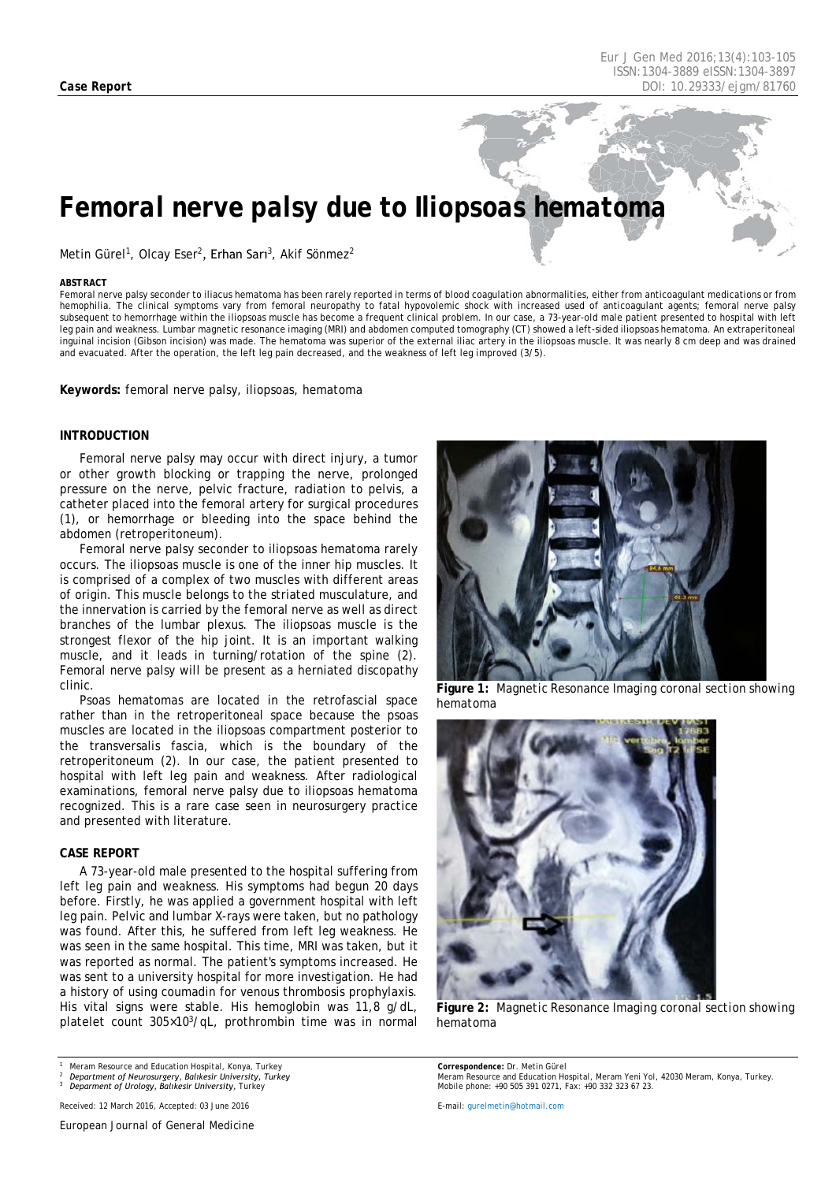**Case Report**

# Femoral nerve palsy due to Iliopsoas hematoma

Metin Gürel[1], Olcay Eser[2], Erhan Sarı[3], Akif Sönmez[2]

**ABSTRACT**

Femoral nerve palsy seconder to iliacus hematoma has been rarely reported in terms of blood coagulation abnormalities, either from anticoagulant medications or from hemophilia. The clinical symptoms vary from femoral neuropathy to fatal hypovolemic shock with increased used of anticoagulant agents; femoral nerve palsy subsequent to hemorrhage within the iliopsoas muscle has become a frequent clinical problem. In our case, a 73-year-old male patient presented to hospital with left leg pain and weakness. Lumbar magnetic resonance imaging (MRI) and abdomen computed tomography (CT) showed a left-sided iliopsoas hematoma. An extraperitoneal inguinal incision (Gibson incision) was made. The hematoma was superior of the external iliac artery in the iliopsoas muscle. It was nearly 8 cm deep and was drained and evacuated. After the operation, the left leg pain decreased, and the weakness of left leg improved (3/5).

**Keywords:** femoral nerve palsy, iliopsoas, hematoma

## INTRODUCTION

Femoral nerve palsy may occur with direct injury, a tumor or other growth blocking or trapping the nerve, prolonged pressure on the nerve, radiation to pelvis, a catheter placed into the femoral artery for surgical procedures (1), or hemorrhage or bleeding into the space behind the abdomen (retroperitoneum).

Femoral nerve palsy seconder to iliopsoas hematoma rarely occurs. The iliopsoas muscle is one of the inner hip muscles. It is comprised of a complex of two muscles with different areas of origin. This muscle belongs to the striated musculature, and the innervation is carried by the femoral nerve as well as direct branches of the lumbar plexus. The iliopsoas muscle is the strongest flexor of the hip joint. It is an important walking muscle, and it leads in turning/rotation of the spine (2). Femoral nerve palsy will be present as a herniated discopathy clinic.

Psoas hematomas are located in the retrofascial space rather than in the retroperitoneal space because the psoas muscles are located in the iliopsoas compartment posterior to the transversalis fascia, which is the boundary of the retroperitoneum (2). In our case, the patient presented to hospital with left leg pain and weakness. After radiological examinations, femoral nerve palsy due to iliopsoas hematoma recognized. This is a rare case seen in neurosurgery practice and presented with literature.

## CASE REPORT

A 73-year-old male presented to the hospital suffering from left leg pain and weakness. His symptoms had begun 20 days before. Firstly, he was applied a government hospital with left leg pain. Pelvic and lumbar X-rays were taken, but no pathology was found. After this, he suffered from left leg weakness. He was seen in the same hospital. This time, MRI was taken, but it was reported as normal. The patient's symptoms increased. He was sent to a university hospital for more investigation. He had a history of using coumadin for venous thrombosis prophylaxis. His vital signs were stable. His hemoglobin was 11,8 g/dL, platelet count $305 \times 10^3$/qL, prothrombin time was in normal

**Figure 1:** Magnetic Resonance Imaging coronal section showing hematoma

**Figure 2:** Magnetic Resonance Imaging coronal section showing hematoma

[1] Meram Resource and Education Hospital, Konya, Turkey
[2] *Department of Neurosurgery, Balıkesir University, Turkey*
[3] *Deparment of Urology, Balıkesir University*, Turkey

Received: 12 March 2016, Accepted: 03 June 2016

**Correspondence:** Dr. Metin Gürel
Meram Resource and Education Hospital, Meram Yeni Yol, 42030 Meram, Konya, Turkey.
Mobile phone: +90 505 391 0271, Fax: +90 332 323 67 23.

E-mail: gurelmetin@hotmail.com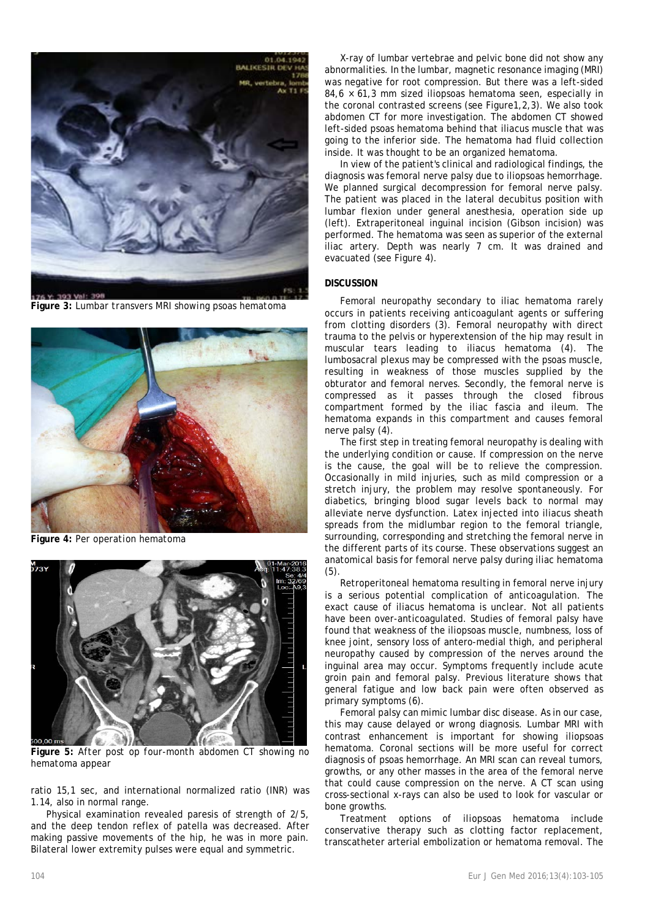**Figure 3:** Lumbar transvers MRI showing psoas hematoma

**Figure 4:** Per operation hematoma

**Figure 5:** After post op four-month abdomen CT showing no hematoma appear

ratio 15,1 sec, and international normalized ratio (INR) was 1.14, also in normal range.

Physical examination revealed paresis of strength of 2/5, and the deep tendon reflex of patella was decreased. After making passive movements of the hip, he was in more pain. Bilateral lower extremity pulses were equal and symmetric.

X-ray of lumbar vertebrae and pelvic bone did not show any abnormalities. In the lumbar, magnetic resonance imaging (MRI) was negative for root compression. But there was a left-sided 84,6 × 61,3 mm sized iliopsoas hematoma seen, especially in the coronal contrasted screens (see Figure1,2,3). We also took abdomen CT for more investigation. The abdomen CT showed left-sided psoas hematoma behind that iliacus muscle that was going to the inferior side. The hematoma had fluid collection inside. It was thought to be an organized hematoma.

In view of the patient's clinical and radiological findings, the diagnosis was femoral nerve palsy due to iliopsoas hemorrhage. We planned surgical decompression for femoral nerve palsy. The patient was placed in the lateral decubitus position with lumbar flexion under general anesthesia, operation side up (left). Extraperitoneal inguinal incision (Gibson incision) was performed. The hematoma was seen as superior of the external iliac artery. Depth was nearly 7 cm. It was drained and evacuated (see Figure 4).

## DISCUSSION

Femoral neuropathy secondary to iliac hematoma rarely occurs in patients receiving anticoagulant agents or suffering from clotting disorders (3). Femoral neuropathy with direct trauma to the pelvis or hyperextension of the hip may result in muscular tears leading to iliacus hematoma (4). The lumbosacral plexus may be compressed with the psoas muscle, resulting in weakness of those muscles supplied by the obturator and femoral nerves. Secondly, the femoral nerve is compressed as it passes through the closed fibrous compartment formed by the iliac fascia and ileum. The hematoma expands in this compartment and causes femoral nerve palsy (4).

The first step in treating femoral neuropathy is dealing with the underlying condition or cause. If compression on the nerve is the cause, the goal will be to relieve the compression. Occasionally in mild injuries, such as mild compression or a stretch injury, the problem may resolve spontaneously. For diabetics, bringing blood sugar levels back to normal may alleviate nerve dysfunction. Latex injected into iliacus sheath spreads from the midlumbar region to the femoral triangle, surrounding, corresponding and stretching the femoral nerve in the different parts of its course. These observations suggest an anatomical basis for femoral nerve palsy during iliac hematoma (5).

Retroperitoneal hematoma resulting in femoral nerve injury is a serious potential complication of anticoagulation. The exact cause of iliacus hematoma is unclear. Not all patients have been over-anticoagulated. Studies of femoral palsy have found that weakness of the iliopsoas muscle, numbness, loss of knee joint, sensory loss of antero-medial thigh, and peripheral neuropathy caused by compression of the nerves around the inguinal area may occur. Symptoms frequently include acute groin pain and femoral palsy. Previous literature shows that general fatigue and low back pain were often observed as primary symptoms (6).

Femoral palsy can mimic lumbar disc disease. As in our case, this may cause delayed or wrong diagnosis. Lumbar MRI with contrast enhancement is important for showing iliopsoas hematoma. Coronal sections will be more useful for correct diagnosis of psoas hemorrhage. An MRI scan can reveal tumors, growths, or any other masses in the area of the femoral nerve that could cause compression on the nerve. A CT scan using cross-sectional x-rays can also be used to look for vascular or bone growths.

Treatment options of iliopsoas hematoma include conservative therapy such as clotting factor replacement, transcatheter arterial embolization or hematoma removal. The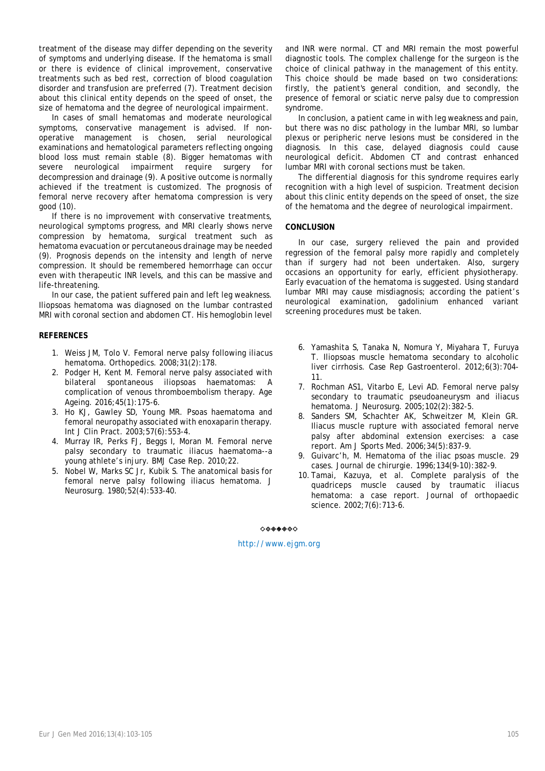treatment of the disease may differ depending on the severity of symptoms and underlying disease. If the hematoma is small or there is evidence of clinical improvement, conservative treatments such as bed rest, correction of blood coagulation disorder and transfusion are preferred (7). Treatment decision about this clinical entity depends on the speed of onset, the size of hematoma and the degree of neurological impairment.

In cases of small hematomas and moderate neurological symptoms, conservative management is advised. If non-operative management is chosen, serial neurological examinations and hematological parameters reflecting ongoing blood loss must remain stable (8). Bigger hematomas with severe neurological impairment require surgery for decompression and drainage (9). A positive outcome is normally achieved if the treatment is customized. The prognosis of femoral nerve recovery after hematoma compression is very good (10).

If there is no improvement with conservative treatments, neurological symptoms progress, and MRI clearly shows nerve compression by hematoma, surgical treatment such as hematoma evacuation or percutaneous drainage may be needed (9). Prognosis depends on the intensity and length of nerve compression. It should be remembered hemorrhage can occur even with therapeutic INR levels, and this can be massive and life-threatening.

In our case, the patient suffered pain and left leg weakness. Iliopsoas hematoma was diagnosed on the lumbar contrasted MRI with coronal section and abdomen CT. His hemoglobin level and INR were normal. CT and MRI remain the most powerful diagnostic tools. The complex challenge for the surgeon is the choice of clinical pathway in the management of this entity. This choice should be made based on two considerations: firstly, the patient's general condition, and secondly, the presence of femoral or sciatic nerve palsy due to compression syndrome.

In conclusion, a patient came in with leg weakness and pain, but there was no disc pathology in the lumbar MRI, so lumbar plexus or peripheric nerve lesions must be considered in the diagnosis. In this case, delayed diagnosis could cause neurological deficit. Abdomen CT and contrast enhanced lumbar MRI with coronal sections must be taken.

The differential diagnosis for this syndrome requires early recognition with a high level of suspicion. Treatment decision about this clinic entity depends on the speed of onset, the size of the hematoma and the degree of neurological impairment.

## CONCLUSION

In our case, surgery relieved the pain and provided regression of the femoral palsy more rapidly and completely than if surgery had not been undertaken. Also, surgery occasions an opportunity for early, efficient physiotherapy. Early evacuation of the hematoma is suggested. Using standard lumbar MRI may cause misdiagnosis; according the patient's neurological examination, gadolinium enhanced variant screening procedures must be taken.

## REFERENCES

1. Weiss JM, Tolo V. Femoral nerve palsy following iliacus hematoma. Orthopedics. 2008;31(2):178.
2. Podger H, Kent M. Femoral nerve palsy associated with bilateral spontaneous iliopsoas haematomas: A complication of venous thromboembolism therapy. Age Ageing. 2016;45(1):175-6.
3. Ho KJ, Gawley SD, Young MR. Psoas haematoma and femoral neuropathy associated with enoxaparin therapy. Int J Clin Pract. 2003;57(6):553-4.
4. Murray IR, Perks FJ, Beggs I, Moran M. Femoral nerve palsy secondary to traumatic iliacus haematoma--a young athlete's injury. BMJ Case Rep. 2010;22.
5. Nobel W, Marks SC Jr, Kubik S. The anatomical basis for femoral nerve palsy following iliacus hematoma. J Neurosurg. 1980;52(4):533-40.
6. Yamashita S, Tanaka N, Nomura Y, Miyahara T, Furuya T. Iliopsoas muscle hematoma secondary to alcoholic liver cirrhosis. Case Rep Gastroenterol. 2012;6(3):704-11.
7. Rochman AS1, Vitarbo E, Levi AD. Femoral nerve palsy secondary to traumatic pseudoaneurysm and iliacus hematoma. J Neurosurg. 2005;102(2):382-5.
8. Sanders SM, Schachter AK, Schweitzer M, Klein GR. Iliacus muscle rupture with associated femoral nerve palsy after abdominal extension exercises: a case report. Am J Sports Med. 2006;34(5):837-9.
9. Guivarc'h, M. Hematoma of the iliac psoas muscle. 29 cases. Journal de chirurgie. 1996;134(9-10):382-9.
10. Tamai, Kazuya, et al. Complete paralysis of the quadriceps muscle caused by traumatic iliacus hematoma: a case report. Journal of orthopaedic science. 2002;7(6):713-6.

◇◈◈◈◈◈◇

http://www.ejgm.org